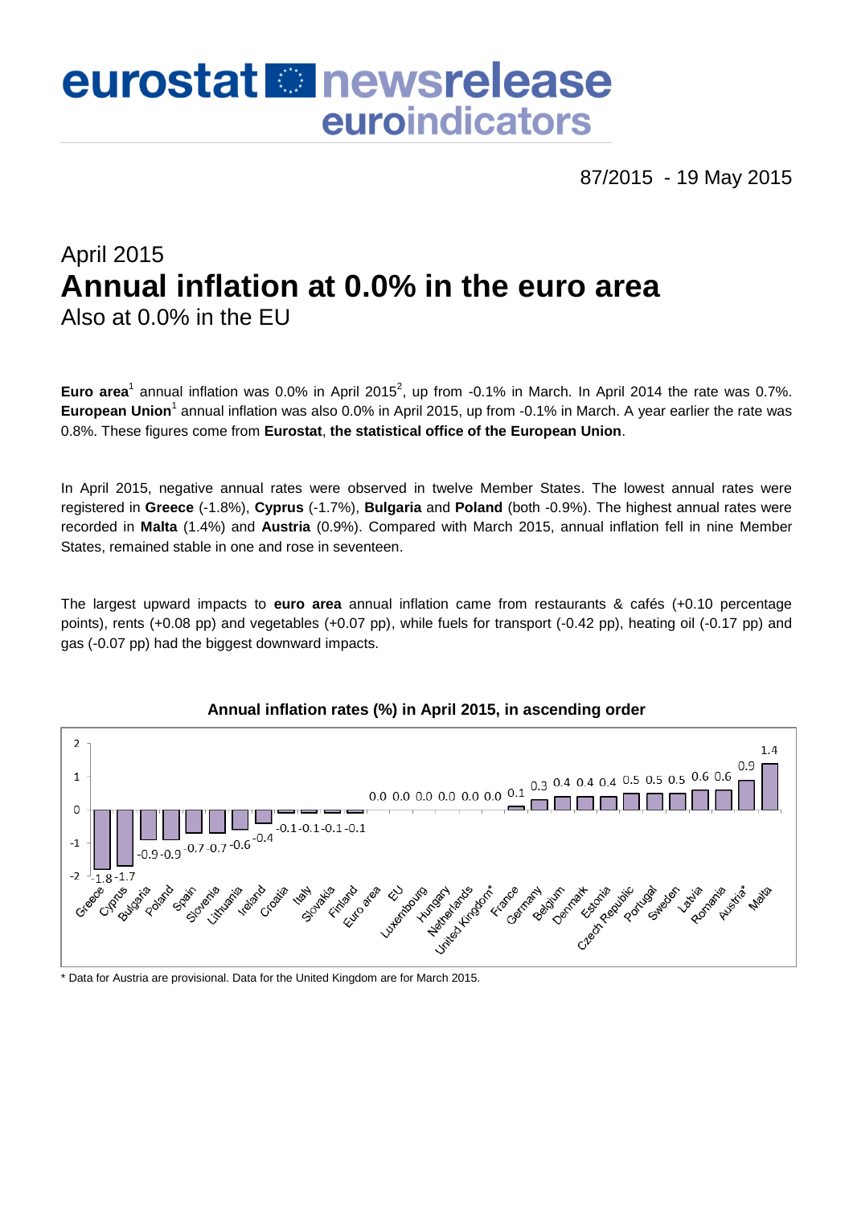# eurostat newsrelease euroindicators

87/2015 - 19 May 2015

## April 2015

# Annual inflation at 0.0% in the euro area

Also at 0.0% in the EU

**Euro area**[1] annual inflation was 0.0% in April 2015[2], up from -0.1% in March. In April 2014 the rate was 0.7%. **European Union**[1] annual inflation was also 0.0% in April 2015, up from -0.1% in March. A year earlier the rate was 0.8%. These figures come from **Eurostat**, **the statistical office of the European Union**.

In April 2015, negative annual rates were observed in twelve Member States. The lowest annual rates were registered in **Greece** (-1.8%), **Cyprus** (-1.7%), **Bulgaria** and **Poland** (both -0.9%). The highest annual rates were recorded in **Malta** (1.4%) and **Austria** (0.9%). Compared with March 2015, annual inflation fell in nine Member States, remained stable in one and rose in seventeen.

The largest upward impacts to **euro area** annual inflation came from restaurants & cafés (+0.10 percentage points), rents (+0.08 pp) and vegetables (+0.07 pp), while fuels for transport (-0.42 pp), heating oil (-0.17 pp) and gas (-0.07 pp) had the biggest downward impacts.

**Annual inflation rates (%) in April 2015, in ascending order**

| Country | Rate |
|---|---|
| Greece | -1.8 |
| Cyprus | -1.7 |
| Bulgaria | -0.9 |
| Poland | -0.9 |
| Spain | -0.7 |
| Slovenia | -0.7 |
| Lithuania | -0.6 |
| Ireland | -0.4 |
| Croatia | -0.1 |
| Italy | -0.1 |
| Slovakia | -0.1 |
| Finland | -0.1 |
| Euro area | 0.0 |
| EU | 0.0 |
| Luxembourg | 0.0 |
| Hungary | 0.0 |
| Netherlands | 0.0 |
| United Kingdom* | 0.0 |
| France | 0.1 |
| Germany | 0.3 |
| Belgium | 0.4 |
| Denmark | 0.4 |
| Estonia | 0.4 |
| Czech Republic | 0.5 |
| Portugal | 0.5 |
| Sweden | 0.5 |
| Latvia | 0.6 |
| Romania | 0.6 |
| Austria* | 0.9 |
| Malta | 1.4 |

\* Data for Austria are provisional. Data for the United Kingdom are for March 2015.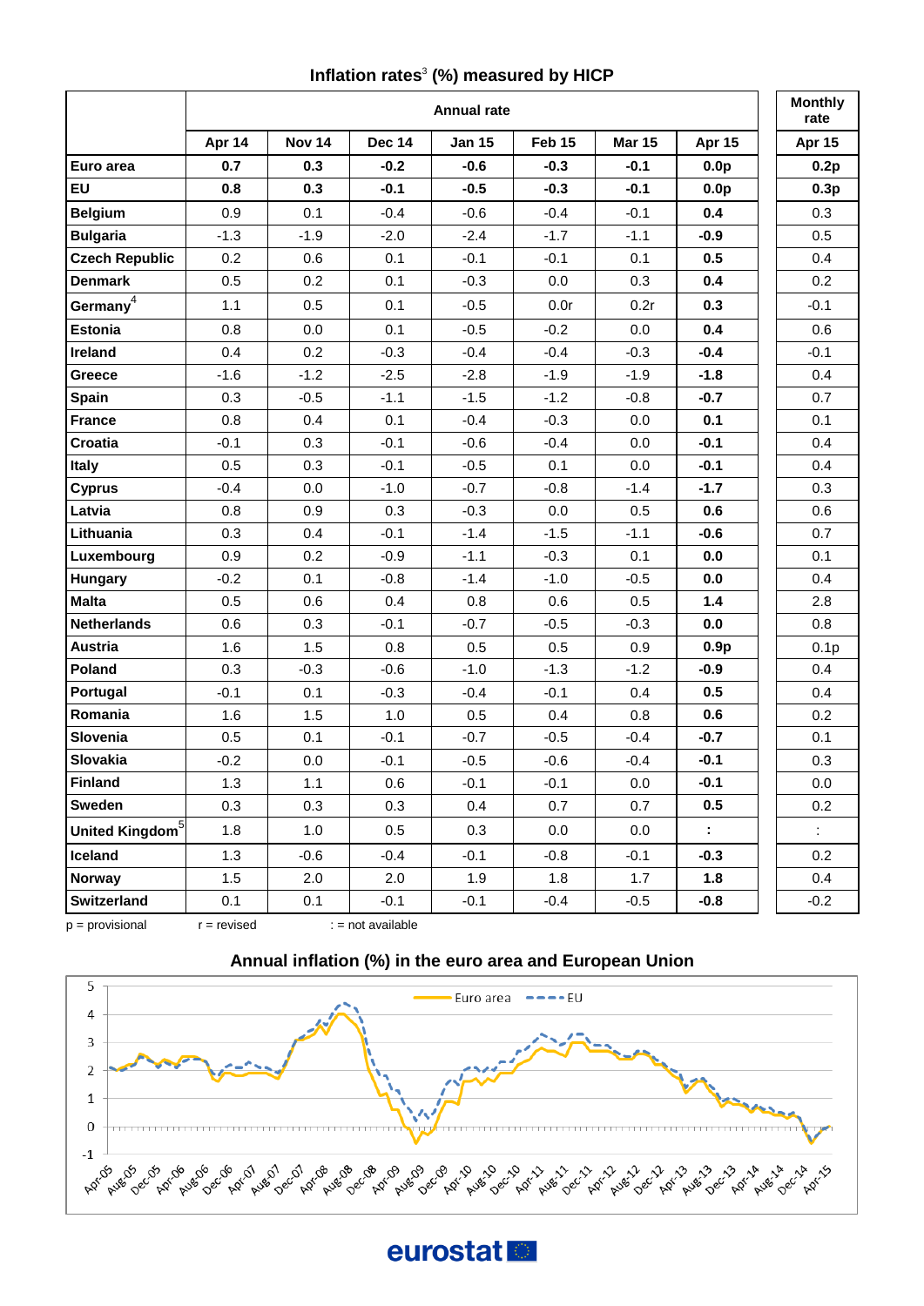## Inflation rates[3] (%) measured by HICP

| | Annual rate | | | | | | | Monthly rate |
|---|---|---|---|---|---|---|---|---|
| | Apr 14 | Nov 14 | Dec 14 | Jan 15 | Feb 15 | Mar 15 | Apr 15 | Apr 15 |
| **Euro area** | **0.7** | **0.3** | **-0.2** | **-0.6** | **-0.3** | **-0.1** | **0.0p** | **0.2p** |
| **EU** | **0.8** | **0.3** | **-0.1** | **-0.5** | **-0.3** | **-0.1** | **0.0p** | **0.3p** |
| **Belgium** | 0.9 | 0.1 | -0.4 | -0.6 | -0.4 | -0.1 | **0.4** | 0.3 |
| **Bulgaria** | -1.3 | -1.9 | -2.0 | -2.4 | -1.7 | -1.1 | **-0.9** | 0.5 |
| **Czech Republic** | 0.2 | 0.6 | 0.1 | -0.1 | -0.1 | 0.1 | **0.5** | 0.4 |
| **Denmark** | 0.5 | 0.2 | 0.1 | -0.3 | 0.0 | 0.3 | **0.4** | 0.2 |
| **Germany**[4] | 1.1 | 0.5 | 0.1 | -0.5 | 0.0r | 0.2r | **0.3** | -0.1 |
| **Estonia** | 0.8 | 0.0 | 0.1 | -0.5 | -0.2 | 0.0 | **0.4** | 0.6 |
| **Ireland** | 0.4 | 0.2 | -0.3 | -0.4 | -0.4 | -0.3 | **-0.4** | -0.1 |
| **Greece** | -1.6 | -1.2 | -2.5 | -2.8 | -1.9 | -1.9 | **-1.8** | 0.4 |
| **Spain** | 0.3 | -0.5 | -1.1 | -1.5 | -1.2 | -0.8 | **-0.7** | 0.7 |
| **France** | 0.8 | 0.4 | 0.1 | -0.4 | -0.3 | 0.0 | **0.1** | 0.1 |
| **Croatia** | -0.1 | 0.3 | -0.1 | -0.6 | -0.4 | 0.0 | **-0.1** | 0.4 |
| **Italy** | 0.5 | 0.3 | -0.1 | -0.5 | 0.1 | 0.0 | **-0.1** | 0.4 |
| **Cyprus** | -0.4 | 0.0 | -1.0 | -0.7 | -0.8 | -1.4 | **-1.7** | 0.3 |
| **Latvia** | 0.8 | 0.9 | 0.3 | -0.3 | 0.0 | 0.5 | **0.6** | 0.6 |
| **Lithuania** | 0.3 | 0.4 | -0.1 | -1.4 | -1.5 | -1.1 | **-0.6** | 0.7 |
| **Luxembourg** | 0.9 | 0.2 | -0.9 | -1.1 | -0.3 | 0.1 | **0.0** | 0.1 |
| **Hungary** | -0.2 | 0.1 | -0.8 | -1.4 | -1.0 | -0.5 | **0.0** | 0.4 |
| **Malta** | 0.5 | 0.6 | 0.4 | 0.8 | 0.6 | 0.5 | **1.4** | 2.8 |
| **Netherlands** | 0.6 | 0.3 | -0.1 | -0.7 | -0.5 | -0.3 | **0.0** | 0.8 |
| **Austria** | 1.6 | 1.5 | 0.8 | 0.5 | 0.5 | 0.9 | **0.9p** | 0.1p |
| **Poland** | 0.3 | -0.3 | -0.6 | -1.0 | -1.3 | -1.2 | **-0.9** | 0.4 |
| **Portugal** | -0.1 | 0.1 | -0.3 | -0.4 | -0.1 | 0.4 | **0.5** | 0.4 |
| **Romania** | 1.6 | 1.5 | 1.0 | 0.5 | 0.4 | 0.8 | **0.6** | 0.2 |
| **Slovenia** | 0.5 | 0.1 | -0.1 | -0.7 | -0.5 | -0.4 | **-0.7** | 0.1 |
| **Slovakia** | -0.2 | 0.0 | -0.1 | -0.5 | -0.6 | -0.4 | **-0.1** | 0.3 |
| **Finland** | 1.3 | 1.1 | 0.6 | -0.1 | -0.1 | 0.0 | **-0.1** | 0.0 |
| **Sweden** | 0.3 | 0.3 | 0.3 | 0.4 | 0.7 | 0.7 | **0.5** | 0.2 |
| **United Kingdom**[5] | 1.8 | 1.0 | 0.5 | 0.3 | 0.0 | 0.0 | **:** | : |
| **Iceland** | 1.3 | -0.6 | -0.4 | -0.1 | -0.8 | -0.1 | **-0.3** | 0.2 |
| **Norway** | 1.5 | 2.0 | 2.0 | 1.9 | 1.8 | 1.7 | **1.8** | 0.4 |
| **Switzerland** | 0.1 | 0.1 | -0.1 | -0.1 | -0.4 | -0.5 | **-0.8** | -0.2 |

p = provisional r = revised : = not available

## Annual inflation (%) in the euro area and European Union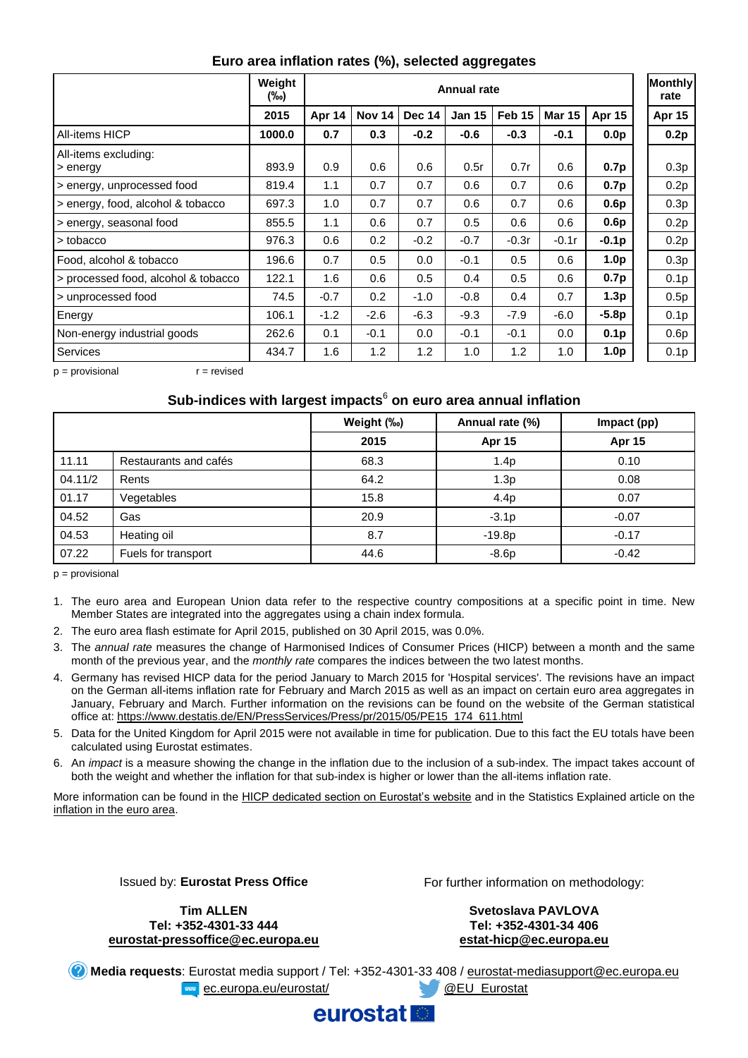## Euro area inflation rates (%), selected aggregates

| | Weight (‰) | Annual rate | | | | | | | Monthly rate |
|---|---|---|---|---|---|---|---|---|---|
| | 2015 | Apr 14 | Nov 14 | Dec 14 | Jan 15 | Feb 15 | Mar 15 | Apr 15 | Apr 15 |
| All-items HICP | **1000.0** | **0.7** | **0.3** | **-0.2** | **-0.6** | **-0.3** | **-0.1** | **0.0p** | **0.2p** |
| All-items excluding: > energy | 893.9 | 0.9 | 0.6 | 0.6 | 0.5r | 0.7r | 0.6 | **0.7p** | 0.3p |
| > energy, unprocessed food | 819.4 | 1.1 | 0.7 | 0.7 | 0.6 | 0.7 | 0.6 | **0.7p** | 0.2p |
| > energy, food, alcohol & tobacco | 697.3 | 1.0 | 0.7 | 0.7 | 0.6 | 0.7 | 0.6 | **0.6p** | 0.3p |
| > energy, seasonal food | 855.5 | 1.1 | 0.6 | 0.7 | 0.5 | 0.6 | 0.6 | **0.6p** | 0.2p |
| > tobacco | 976.3 | 0.6 | 0.2 | -0.2 | -0.7 | -0.3r | -0.1r | **-0.1p** | 0.2p |
| Food, alcohol & tobacco | 196.6 | 0.7 | 0.5 | 0.0 | -0.1 | 0.5 | 0.6 | **1.0p** | 0.3p |
| > processed food, alcohol & tobacco | 122.1 | 1.6 | 0.6 | 0.5 | 0.4 | 0.5 | 0.6 | **0.7p** | 0.1p |
| > unprocessed food | 74.5 | -0.7 | 0.2 | -1.0 | -0.8 | 0.4 | 0.7 | **1.3p** | 0.5p |
| Energy | 106.1 | -1.2 | -2.6 | -6.3 | -9.3 | -7.9 | -6.0 | **-5.8p** | 0.1p |
| Non-energy industrial goods | 262.6 | 0.1 | -0.1 | 0.0 | -0.1 | -0.1 | 0.0 | **0.1p** | 0.6p |
| Services | 434.7 | 1.6 | 1.2 | 1.2 | 1.0 | 1.2 | 1.0 | **1.0p** | 0.1p |

p = provisional r = revised

## Sub-indices with largest impacts[6] on euro area annual inflation

| | | Weight (‰) | Annual rate (%) | Impact (pp) |
|---|---|---|---|---|
| | | 2015 | Apr 15 | Apr 15 |
| 11.11 | Restaurants and cafés | 68.3 | 1.4p | 0.10 |
| 04.11/2 | Rents | 64.2 | 1.3p | 0.08 |
| 01.17 | Vegetables | 15.8 | 4.4p | 0.07 |
| 04.52 | Gas | 20.9 | -3.1p | -0.07 |
| 04.53 | Heating oil | 8.7 | -19.8p | -0.17 |
| 07.22 | Fuels for transport | 44.6 | -8.6p | -0.42 |

p = provisional

1. The euro area and European Union data refer to the respective country compositions at a specific point in time. New Member States are integrated into the aggregates using a chain index formula.
2. The euro area flash estimate for April 2015, published on 30 April 2015, was 0.0%.
3. The *annual rate* measures the change of Harmonised Indices of Consumer Prices (HICP) between a month and the same month of the previous year, and the *monthly rate* compares the indices between the two latest months.
4. Germany has revised HICP data for the period January to March 2015 for 'Hospital services'. The revisions have an impact on the German all-items inflation rate for February and March 2015 as well as an impact on certain euro area aggregates in January, February and March. Further information on the revisions can be found on the website of the German statistical office at: https://www.destatis.de/EN/PressServices/Press/pr/2015/05/PE15_174_611.html
5. Data for the United Kingdom for April 2015 were not available in time for publication. Due to this fact the EU totals have been calculated using Eurostat estimates.
6. An *impact* is a measure showing the change in the inflation due to the inclusion of a sub-index. The impact takes account of both the weight and whether the inflation for that sub-index is higher or lower than the all-items inflation rate.

More information can be found in the HICP dedicated section on Eurostat's website and in the Statistics Explained article on the inflation in the euro area.

Issued by: **Eurostat Press Office**

**Tim ALLEN**
**Tel: +352-4301-33 444**
**eurostat-pressoffice@ec.europa.eu**

For further information on methodology:

**Svetoslava PAVLOVA**
**Tel: +352-4301-34 406**
**estat-hicp@ec.europa.eu**

**Media requests**: Eurostat media support / Tel: +352-4301-33 408 / eurostat-mediasupport@ec.europa.eu

ec.europa.eu/eurostat/ @EU_Eurostat

eurostat